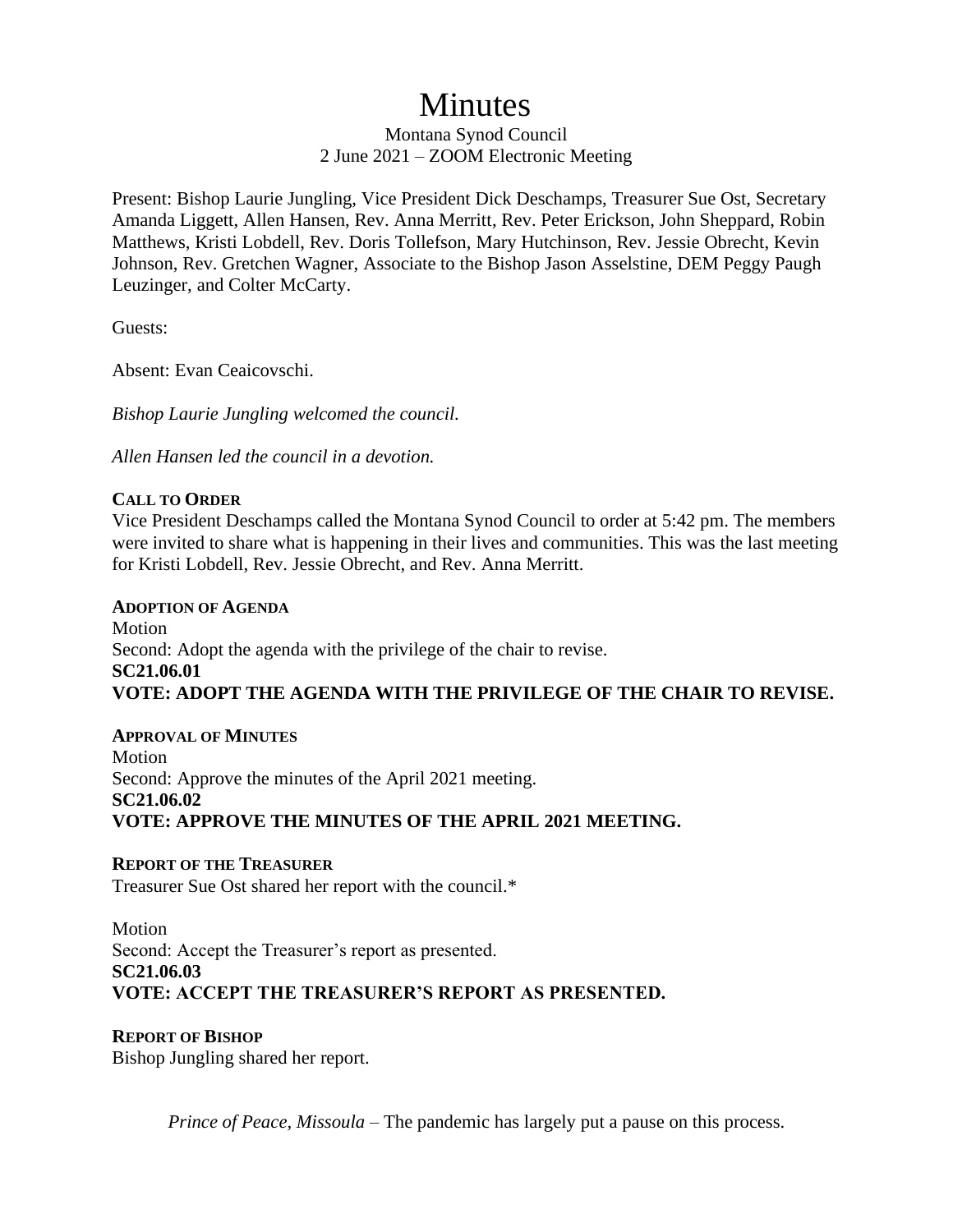# Minutes

Montana Synod Council
2 June 2021 – ZOOM Electronic Meeting

Present: Bishop Laurie Jungling, Vice President Dick Deschamps, Treasurer Sue Ost, Secretary Amanda Liggett, Allen Hansen, Rev. Anna Merritt, Rev. Peter Erickson, John Sheppard, Robin Matthews, Kristi Lobdell, Rev. Doris Tollefson, Mary Hutchinson, Rev. Jessie Obrecht, Kevin Johnson, Rev. Gretchen Wagner, Associate to the Bishop Jason Asselstine, DEM Peggy Paugh Leuzinger, and Colter McCarty.

Guests:

Absent: Evan Ceaicovschi.

*Bishop Laurie Jungling welcomed the council.*

*Allen Hansen led the council in a devotion.*

**CALL TO ORDER**

Vice President Deschamps called the Montana Synod Council to order at 5:42 pm. The members were invited to share what is happening in their lives and communities. This was the last meeting for Kristi Lobdell, Rev. Jessie Obrecht, and Rev. Anna Merritt.

**ADOPTION OF AGENDA**

Motion
Second: Adopt the agenda with the privilege of the chair to revise.
**SC21.06.01**
**VOTE: ADOPT THE AGENDA WITH THE PRIVILEGE OF THE CHAIR TO REVISE.**

**APPROVAL OF MINUTES**

Motion
Second: Approve the minutes of the April 2021 meeting.
**SC21.06.02**
**VOTE: APPROVE THE MINUTES OF THE APRIL 2021 MEETING.**

**REPORT OF THE TREASURER**

Treasurer Sue Ost shared her report with the council.*

Motion
Second: Accept the Treasurer's report as presented.
**SC21.06.03**
**VOTE: ACCEPT THE TREASURER'S REPORT AS PRESENTED.**

**REPORT OF BISHOP**

Bishop Jungling shared her report.

*Prince of Peace, Missoula* – The pandemic has largely put a pause on this process.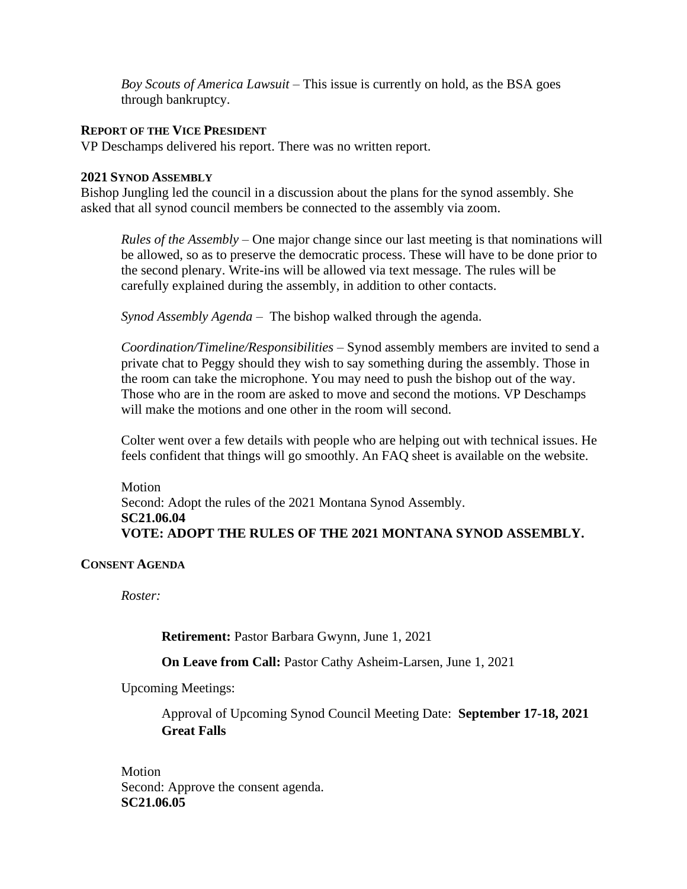*Boy Scouts of America Lawsuit* – This issue is currently on hold, as the BSA goes through bankruptcy.

**REPORT OF THE VICE PRESIDENT**

VP Deschamps delivered his report. There was no written report.

**2021 SYNOD ASSEMBLY**

Bishop Jungling led the council in a discussion about the plans for the synod assembly. She asked that all synod council members be connected to the assembly via zoom.

*Rules of the Assembly* – One major change since our last meeting is that nominations will be allowed, so as to preserve the democratic process. These will have to be done prior to the second plenary. Write-ins will be allowed via text message. The rules will be carefully explained during the assembly, in addition to other contacts.

*Synod Assembly Agenda* – The bishop walked through the agenda.

*Coordination/Timeline/Responsibilities* – Synod assembly members are invited to send a private chat to Peggy should they wish to say something during the assembly. Those in the room can take the microphone. You may need to push the bishop out of the way. Those who are in the room are asked to move and second the motions. VP Deschamps will make the motions and one other in the room will second.

Colter went over a few details with people who are helping out with technical issues. He feels confident that things will go smoothly. An FAQ sheet is available on the website.

Motion
Second: Adopt the rules of the 2021 Montana Synod Assembly.
**SC21.06.04**
**VOTE: ADOPT THE RULES OF THE 2021 MONTANA SYNOD ASSEMBLY.**

**CONSENT AGENDA**

*Roster:*

**Retirement:** Pastor Barbara Gwynn, June 1, 2021

**On Leave from Call:** Pastor Cathy Asheim-Larsen, June 1, 2021

Upcoming Meetings:

Approval of Upcoming Synod Council Meeting Date: **September 17-18, 2021 Great Falls**

Motion
Second: Approve the consent agenda.
**SC21.06.05**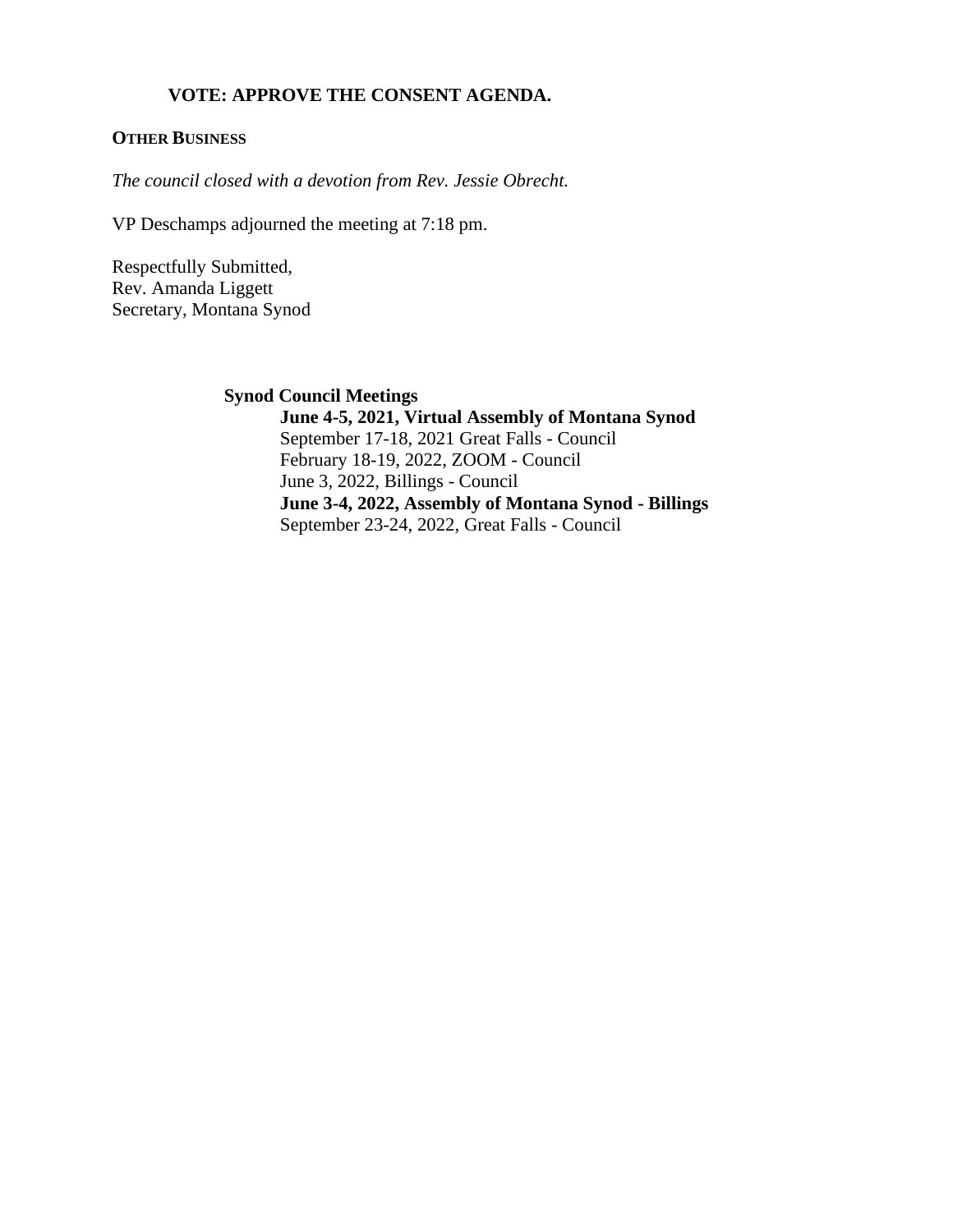**VOTE: APPROVE THE CONSENT AGENDA.**

**OTHER BUSINESS**

*The council closed with a devotion from Rev. Jessie Obrecht.*

VP Deschamps adjourned the meeting at 7:18 pm.

Respectfully Submitted,
Rev. Amanda Liggett
Secretary, Montana Synod

**Synod Council Meetings**

**June 4-5, 2021, Virtual Assembly of Montana Synod**
September 17-18, 2021 Great Falls - Council
February 18-19, 2022, ZOOM - Council
June 3, 2022, Billings - Council
**June 3-4, 2022, Assembly of Montana Synod - Billings**
September 23-24, 2022, Great Falls - Council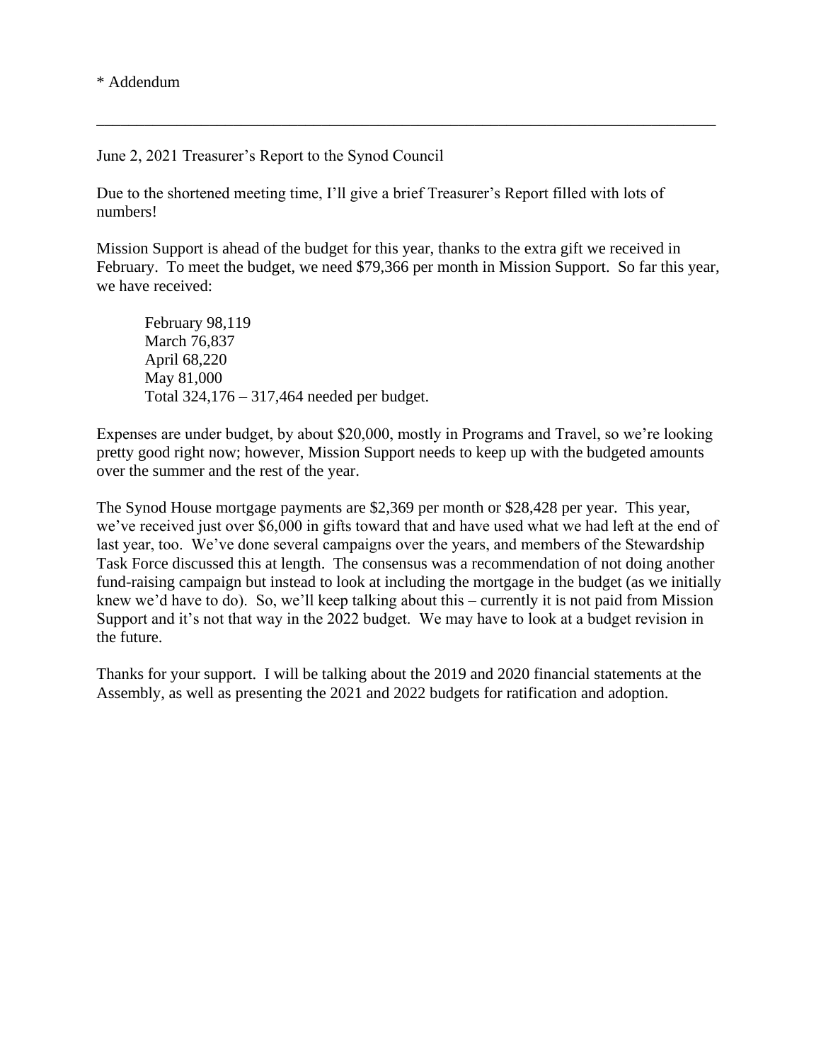* Addendum

---

June 2, 2021 Treasurer's Report to the Synod Council

Due to the shortened meeting time, I'll give a brief Treasurer's Report filled with lots of numbers!

Mission Support is ahead of the budget for this year, thanks to the extra gift we received in February. To meet the budget, we need $79,366 per month in Mission Support. So far this year, we have received:

February 98,119
March 76,837
April 68,220
May 81,000
Total 324,176 – 317,464 needed per budget.

Expenses are under budget, by about $20,000, mostly in Programs and Travel, so we're looking pretty good right now; however, Mission Support needs to keep up with the budgeted amounts over the summer and the rest of the year.

The Synod House mortgage payments are $2,369 per month or $28,428 per year. This year, we've received just over $6,000 in gifts toward that and have used what we had left at the end of last year, too. We've done several campaigns over the years, and members of the Stewardship Task Force discussed this at length. The consensus was a recommendation of not doing another fund-raising campaign but instead to look at including the mortgage in the budget (as we initially knew we'd have to do). So, we'll keep talking about this – currently it is not paid from Mission Support and it's not that way in the 2022 budget. We may have to look at a budget revision in the future.

Thanks for your support. I will be talking about the 2019 and 2020 financial statements at the Assembly, as well as presenting the 2021 and 2022 budgets for ratification and adoption.